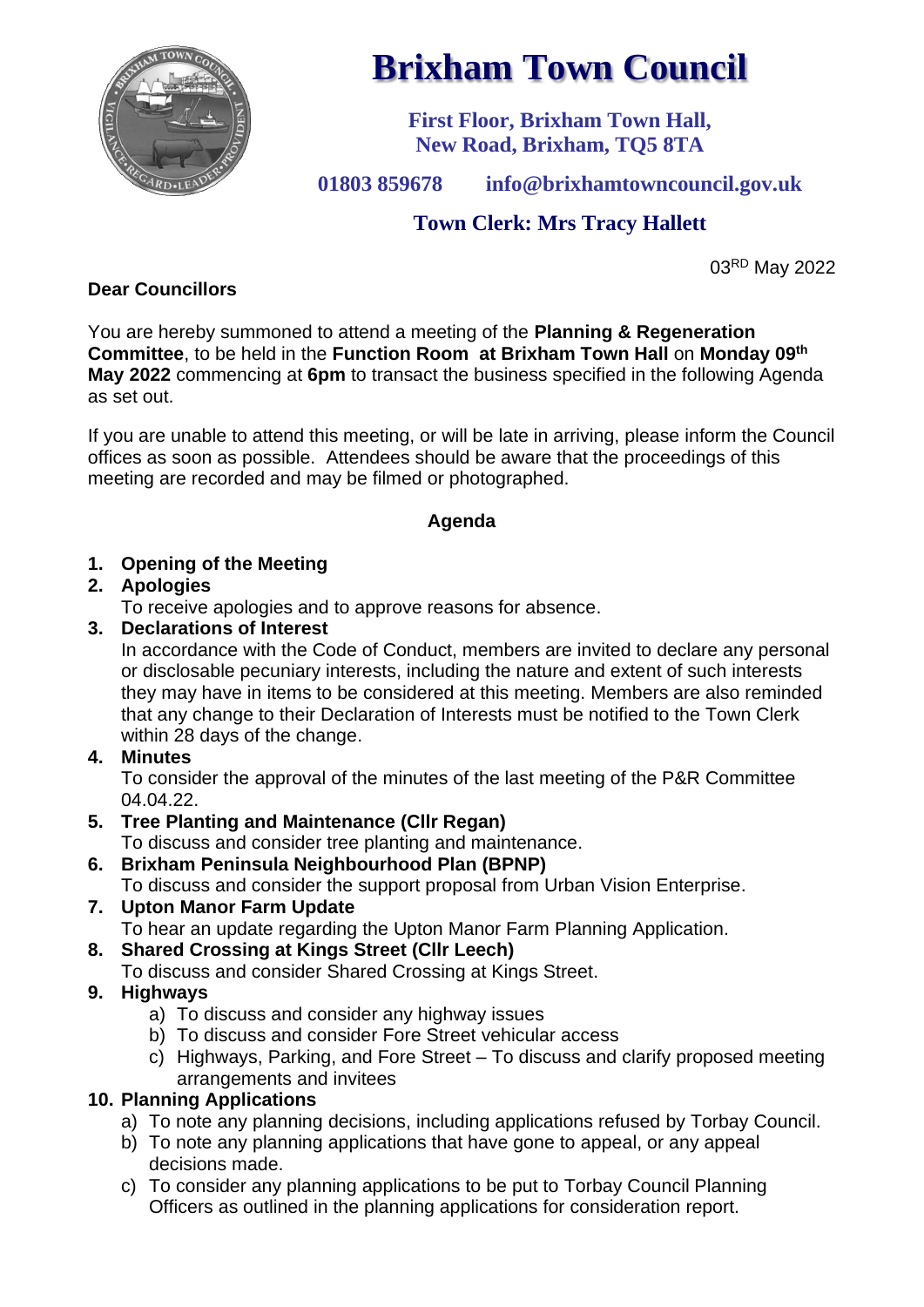# Brixham Town Council

**First Floor, Brixham Town Hall,**
**New Road, Brixham, TQ5 8TA**

**01803 859678 info@brixhamtowncouncil.gov.uk**

**Town Clerk: Mrs Tracy Hallett**

03RD May 2022

**Dear Councillors**

You are hereby summoned to attend a meeting of the **Planning & Regeneration Committee**, to be held in the **Function Room at Brixham Town Hall** on **Monday 09th May 2022** commencing at **6pm** to transact the business specified in the following Agenda as set out.

If you are unable to attend this meeting, or will be late in arriving, please inform the Council offices as soon as possible. Attendees should be aware that the proceedings of this meeting are recorded and may be filmed or photographed.

**Agenda**

1. **Opening of the Meeting**
2. **Apologies**
   To receive apologies and to approve reasons for absence.
3. **Declarations of Interest**
   In accordance with the Code of Conduct, members are invited to declare any personal or disclosable pecuniary interests, including the nature and extent of such interests they may have in items to be considered at this meeting. Members are also reminded that any change to their Declaration of Interests must be notified to the Town Clerk within 28 days of the change.
4. **Minutes**
   To consider the approval of the minutes of the last meeting of the P&R Committee 04.04.22.
5. **Tree Planting and Maintenance (Cllr Regan)**
   To discuss and consider tree planting and maintenance.
6. **Brixham Peninsula Neighbourhood Plan (BPNP)**
   To discuss and consider the support proposal from Urban Vision Enterprise.
7. **Upton Manor Farm Update**
   To hear an update regarding the Upton Manor Farm Planning Application.
8. **Shared Crossing at Kings Street (Cllr Leech)**
   To discuss and consider Shared Crossing at Kings Street.
9. **Highways**
   a) To discuss and consider any highway issues
   b) To discuss and consider Fore Street vehicular access
   c) Highways, Parking, and Fore Street – To discuss and clarify proposed meeting arrangements and invitees
10. **Planning Applications**
    a) To note any planning decisions, including applications refused by Torbay Council.
    b) To note any planning applications that have gone to appeal, or any appeal decisions made.
    c) To consider any planning applications to be put to Torbay Council Planning Officers as outlined in the planning applications for consideration report.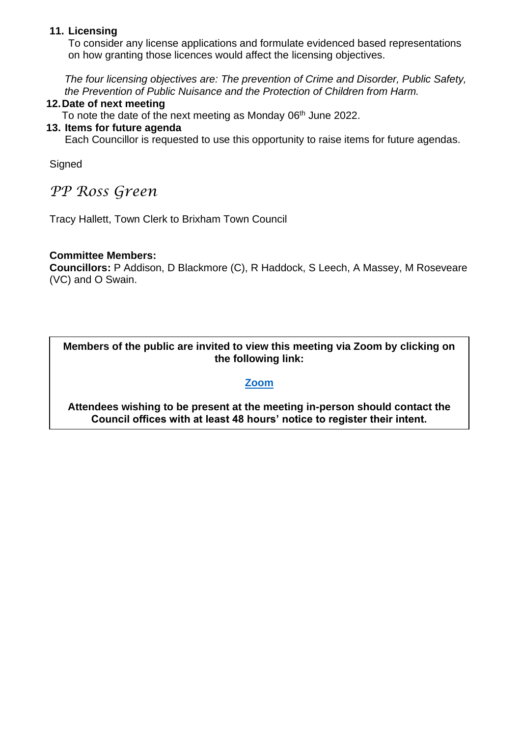**11. Licensing**

To consider any license applications and formulate evidenced based representations on how granting those licences would affect the licensing objectives.

*The four licensing objectives are: The prevention of Crime and Disorder, Public Safety, the Prevention of Public Nuisance and the Protection of Children from Harm.*

**12. Date of next meeting**

To note the date of the next meeting as Monday 06th June 2022.

**13. Items for future agenda**

Each Councillor is requested to use this opportunity to raise items for future agendas.

Signed

*PP Ross Green*

Tracy Hallett, Town Clerk to Brixham Town Council

**Committee Members:**
**Councillors:** P Addison, D Blackmore (C), R Haddock, S Leech, A Massey, M Roseveare (VC) and O Swain.

**Members of the public are invited to view this meeting via Zoom by clicking on the following link:**

**Zoom**

**Attendees wishing to be present at the meeting in-person should contact the Council offices with at least 48 hours' notice to register their intent.**